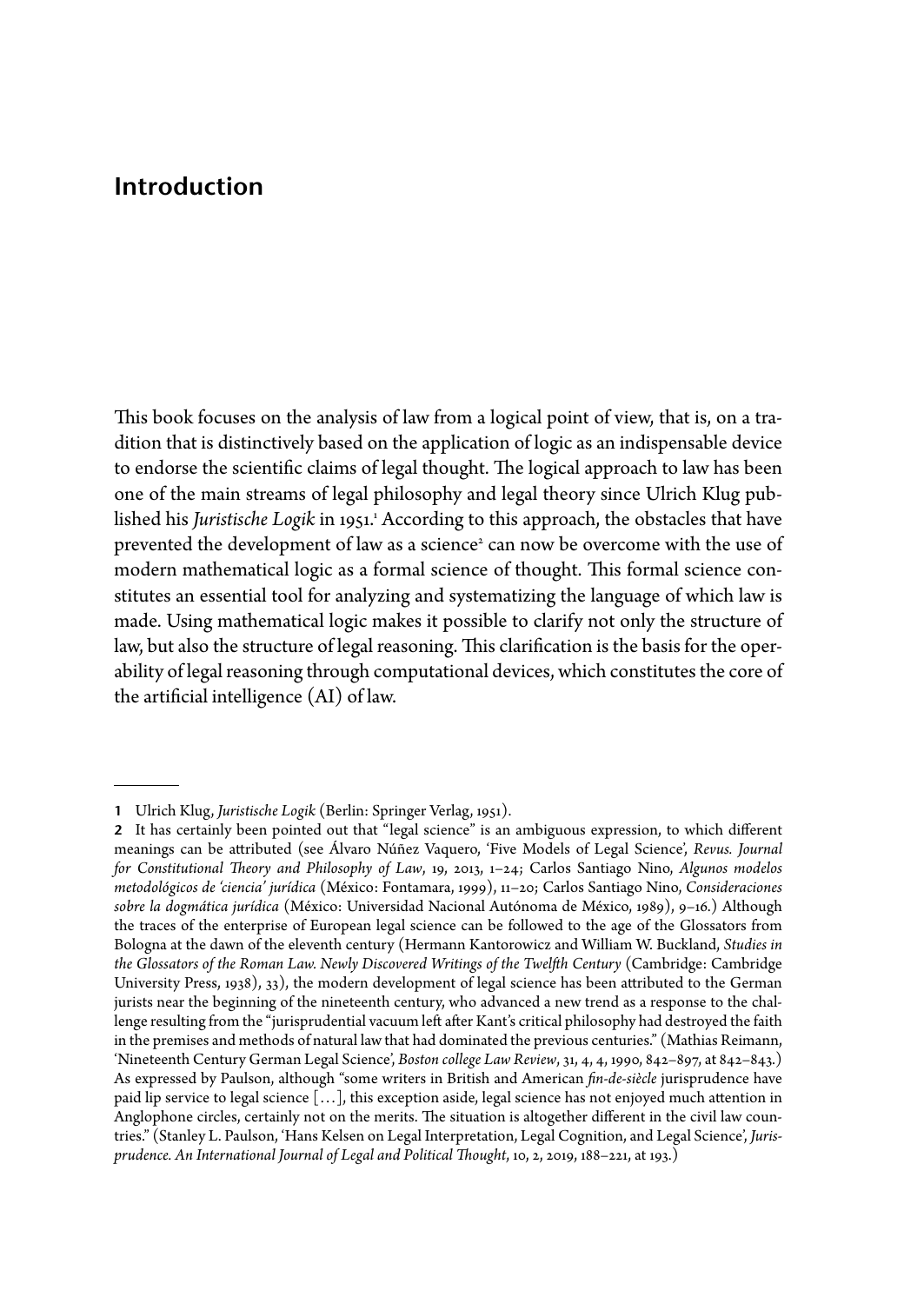# Introduction

This book focuses on the analysis of law from a logical point of view, that is, on a tradition that is distinctively based on the application of logic as an indispensable device to endorse the scientific claims of legal thought. The logical approach to law has been one of the main streams of legal philosophy and legal theory since Ulrich Klug published his *Juristische Logik* in 1951.[1] According to this approach, the obstacles that have prevented the development of law as a science[2] can now be overcome with the use of modern mathematical logic as a formal science of thought. This formal science constitutes an essential tool for analyzing and systematizing the language of which law is made. Using mathematical logic makes it possible to clarify not only the structure of law, but also the structure of legal reasoning. This clarification is the basis for the operability of legal reasoning through computational devices, which constitutes the core of the artificial intelligence (AI) of law.

---

**1** Ulrich Klug, *Juristische Logik* (Berlin: Springer Verlag, 1951).

**2** It has certainly been pointed out that "legal science" is an ambiguous expression, to which different meanings can be attributed (see Álvaro Núñez Vaquero, 'Five Models of Legal Science', *Revus. Journal for Constitutional Theory and Philosophy of Law*, 19, 2013, 1–24; Carlos Santiago Nino, *Algunos modelos metodológicos de 'ciencia' jurídica* (México: Fontamara, 1999), 11–20; Carlos Santiago Nino, *Consideraciones sobre la dogmática jurídica* (México: Universidad Nacional Autónoma de México, 1989), 9–16.) Although the traces of the enterprise of European legal science can be followed to the age of the Glossators from Bologna at the dawn of the eleventh century (Hermann Kantorowicz and William W. Buckland, *Studies in the Glossators of the Roman Law. Newly Discovered Writings of the Twelfth Century* (Cambridge: Cambridge University Press, 1938), 33), the modern development of legal science has been attributed to the German jurists near the beginning of the nineteenth century, who advanced a new trend as a response to the challenge resulting from the "jurisprudential vacuum left after Kant's critical philosophy had destroyed the faith in the premises and methods of natural law that had dominated the previous centuries." (Mathias Reimann, 'Nineteenth Century German Legal Science', *Boston college Law Review*, 31, 4, 4, 1990, 842–897, at 842–843.) As expressed by Paulson, although "some writers in British and American *fin-de-siècle* jurisprudence have paid lip service to legal science […], this exception aside, legal science has not enjoyed much attention in Anglophone circles, certainly not on the merits. The situation is altogether different in the civil law countries." (Stanley L. Paulson, 'Hans Kelsen on Legal Interpretation, Legal Cognition, and Legal Science', *Jurisprudence. An International Journal of Legal and Political Thought*, 10, 2, 2019, 188–221, at 193.)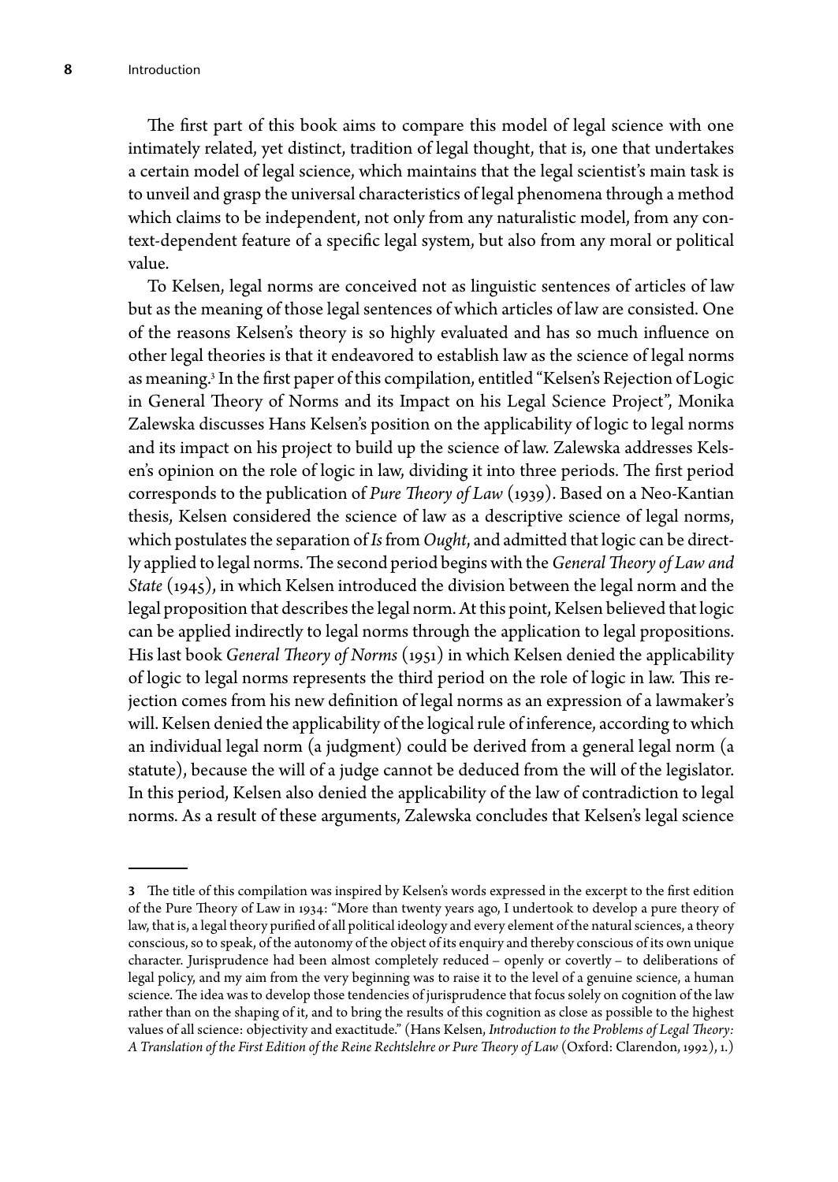The first part of this book aims to compare this model of legal science with one intimately related, yet distinct, tradition of legal thought, that is, one that undertakes a certain model of legal science, which maintains that the legal scientist's main task is to unveil and grasp the universal characteristics of legal phenomena through a method which claims to be independent, not only from any naturalistic model, from any context-dependent feature of a specific legal system, but also from any moral or political value.

To Kelsen, legal norms are conceived not as linguistic sentences of articles of law but as the meaning of those legal sentences of which articles of law are consisted. One of the reasons Kelsen's theory is so highly evaluated and has so much influence on other legal theories is that it endeavored to establish law as the science of legal norms as meaning.[3] In the first paper of this compilation, entitled "Kelsen's Rejection of Logic in General Theory of Norms and its Impact on his Legal Science Project", Monika Zalewska discusses Hans Kelsen's position on the applicability of logic to legal norms and its impact on his project to build up the science of law. Zalewska addresses Kelsen's opinion on the role of logic in law, dividing it into three periods. The first period corresponds to the publication of *Pure Theory of Law* (1939). Based on a Neo-Kantian thesis, Kelsen considered the science of law as a descriptive science of legal norms, which postulates the separation of *Is* from *Ought*, and admitted that logic can be directly applied to legal norms. The second period begins with the *General Theory of Law and State* (1945), in which Kelsen introduced the division between the legal norm and the legal proposition that describes the legal norm. At this point, Kelsen believed that logic can be applied indirectly to legal norms through the application to legal propositions. His last book *General Theory of Norms* (1951) in which Kelsen denied the applicability of logic to legal norms represents the third period on the role of logic in law. This rejection comes from his new definition of legal norms as an expression of a lawmaker's will. Kelsen denied the applicability of the logical rule of inference, according to which an individual legal norm (a judgment) could be derived from a general legal norm (a statute), because the will of a judge cannot be deduced from the will of the legislator. In this period, Kelsen also denied the applicability of the law of contradiction to legal norms. As a result of these arguments, Zalewska concludes that Kelsen's legal science

---

3 The title of this compilation was inspired by Kelsen's words expressed in the excerpt to the first edition of the Pure Theory of Law in 1934: "More than twenty years ago, I undertook to develop a pure theory of law, that is, a legal theory purified of all political ideology and every element of the natural sciences, a theory conscious, so to speak, of the autonomy of the object of its enquiry and thereby conscious of its own unique character. Jurisprudence had been almost completely reduced – openly or covertly – to deliberations of legal policy, and my aim from the very beginning was to raise it to the level of a genuine science, a human science. The idea was to develop those tendencies of jurisprudence that focus solely on cognition of the law rather than on the shaping of it, and to bring the results of this cognition as close as possible to the highest values of all science: objectivity and exactitude." (Hans Kelsen, *Introduction to the Problems of Legal Theory: A Translation of the First Edition of the Reine Rechtslehre or Pure Theory of Law* (Oxford: Clarendon, 1992), 1.)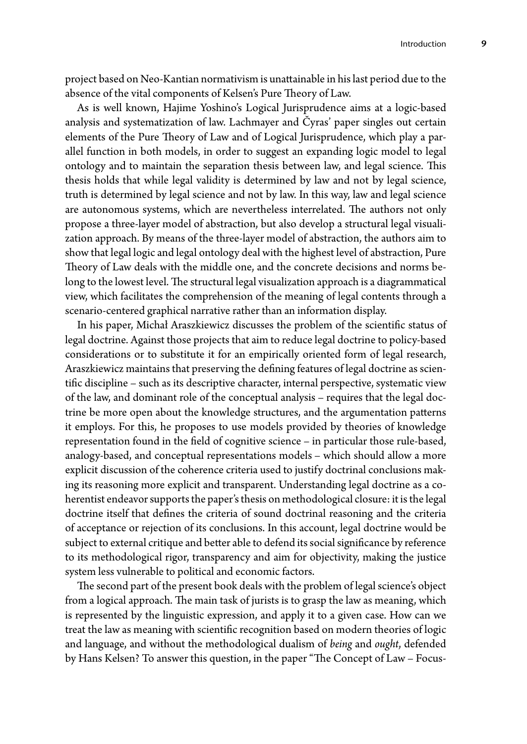project based on Neo-Kantian normativism is unattainable in his last period due to the absence of the vital components of Kelsen's Pure Theory of Law.

As is well known, Hajime Yoshino's Logical Jurisprudence aims at a logic-based analysis and systematization of law. Lachmayer and Čyras' paper singles out certain elements of the Pure Theory of Law and of Logical Jurisprudence, which play a parallel function in both models, in order to suggest an expanding logic model to legal ontology and to maintain the separation thesis between law, and legal science. This thesis holds that while legal validity is determined by law and not by legal science, truth is determined by legal science and not by law. In this way, law and legal science are autonomous systems, which are nevertheless interrelated. The authors not only propose a three-layer model of abstraction, but also develop a structural legal visualization approach. By means of the three-layer model of abstraction, the authors aim to show that legal logic and legal ontology deal with the highest level of abstraction, Pure Theory of Law deals with the middle one, and the concrete decisions and norms belong to the lowest level. The structural legal visualization approach is a diagrammatical view, which facilitates the comprehension of the meaning of legal contents through a scenario-centered graphical narrative rather than an information display.

In his paper, Michał Araszkiewicz discusses the problem of the scientific status of legal doctrine. Against those projects that aim to reduce legal doctrine to policy-based considerations or to substitute it for an empirically oriented form of legal research, Araszkiewicz maintains that preserving the defining features of legal doctrine as scientific discipline – such as its descriptive character, internal perspective, systematic view of the law, and dominant role of the conceptual analysis – requires that the legal doctrine be more open about the knowledge structures, and the argumentation patterns it employs. For this, he proposes to use models provided by theories of knowledge representation found in the field of cognitive science – in particular those rule-based, analogy-based, and conceptual representations models – which should allow a more explicit discussion of the coherence criteria used to justify doctrinal conclusions making its reasoning more explicit and transparent. Understanding legal doctrine as a coherentist endeavor supports the paper's thesis on methodological closure: it is the legal doctrine itself that defines the criteria of sound doctrinal reasoning and the criteria of acceptance or rejection of its conclusions. In this account, legal doctrine would be subject to external critique and better able to defend its social significance by reference to its methodological rigor, transparency and aim for objectivity, making the justice system less vulnerable to political and economic factors.

The second part of the present book deals with the problem of legal science's object from a logical approach. The main task of jurists is to grasp the law as meaning, which is represented by the linguistic expression, and apply it to a given case. How can we treat the law as meaning with scientific recognition based on modern theories of logic and language, and without the methodological dualism of *being* and *ought*, defended by Hans Kelsen? To answer this question, in the paper "The Concept of Law – Focus-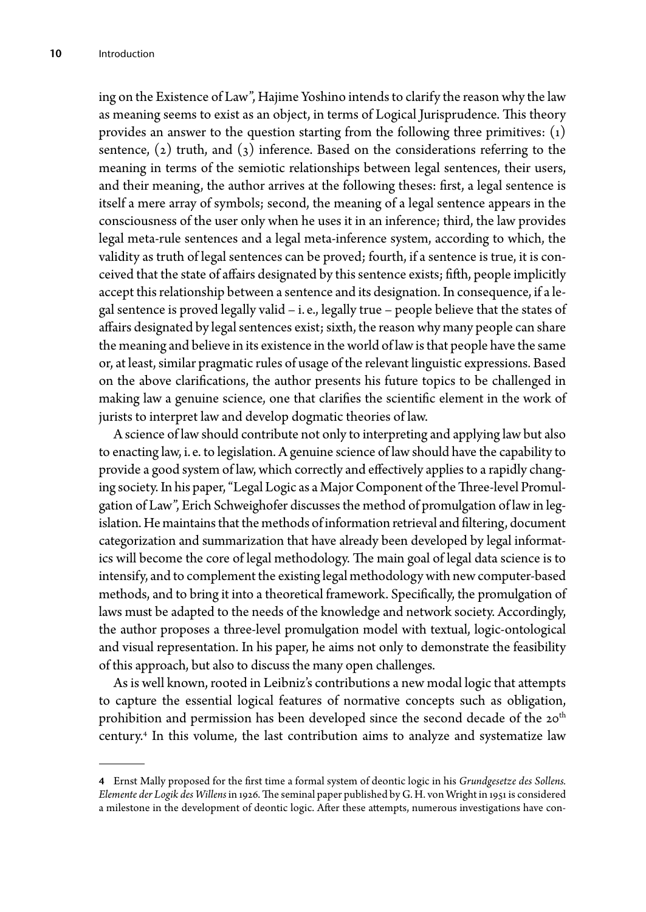ing on the Existence of Law", Hajime Yoshino intends to clarify the reason why the law as meaning seems to exist as an object, in terms of Logical Jurisprudence. This theory provides an answer to the question starting from the following three primitives: (1) sentence, (2) truth, and (3) inference. Based on the considerations referring to the meaning in terms of the semiotic relationships between legal sentences, their users, and their meaning, the author arrives at the following theses: first, a legal sentence is itself a mere array of symbols; second, the meaning of a legal sentence appears in the consciousness of the user only when he uses it in an inference; third, the law provides legal meta-rule sentences and a legal meta-inference system, according to which, the validity as truth of legal sentences can be proved; fourth, if a sentence is true, it is conceived that the state of affairs designated by this sentence exists; fifth, people implicitly accept this relationship between a sentence and its designation. In consequence, if a legal sentence is proved legally valid – i. e., legally true – people believe that the states of affairs designated by legal sentences exist; sixth, the reason why many people can share the meaning and believe in its existence in the world of law is that people have the same or, at least, similar pragmatic rules of usage of the relevant linguistic expressions. Based on the above clarifications, the author presents his future topics to be challenged in making law a genuine science, one that clarifies the scientific element in the work of jurists to interpret law and develop dogmatic theories of law.

A science of law should contribute not only to interpreting and applying law but also to enacting law, i. e. to legislation. A genuine science of law should have the capability to provide a good system of law, which correctly and effectively applies to a rapidly changing society. In his paper, "Legal Logic as a Major Component of the Three-level Promulgation of Law", Erich Schweighofer discusses the method of promulgation of law in legislation. He maintains that the methods of information retrieval and filtering, document categorization and summarization that have already been developed by legal informatics will become the core of legal methodology. The main goal of legal data science is to intensify, and to complement the existing legal methodology with new computer-based methods, and to bring it into a theoretical framework. Specifically, the promulgation of laws must be adapted to the needs of the knowledge and network society. Accordingly, the author proposes a three-level promulgation model with textual, logic-ontological and visual representation. In his paper, he aims not only to demonstrate the feasibility of this approach, but also to discuss the many open challenges.

As is well known, rooted in Leibniz's contributions a new modal logic that attempts to capture the essential logical features of normative concepts such as obligation, prohibition and permission has been developed since the second decade of the 20th century.[4] In this volume, the last contribution aims to analyze and systematize law

---

**4** Ernst Mally proposed for the first time a formal system of deontic logic in his *Grundgesetze des Sollens. Elemente der Logik des Willens* in 1926. The seminal paper published by G. H. von Wright in 1951 is considered a milestone in the development of deontic logic. After these attempts, numerous investigations have con-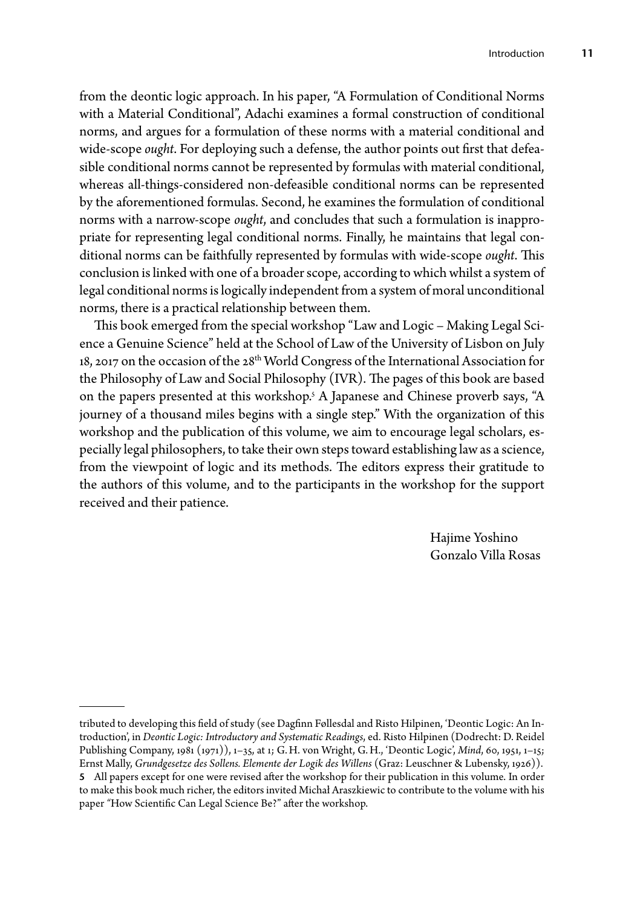from the deontic logic approach. In his paper, "A Formulation of Conditional Norms with a Material Conditional", Adachi examines a formal construction of conditional norms, and argues for a formulation of these norms with a material conditional and wide-scope *ought*. For deploying such a defense, the author points out first that defeasible conditional norms cannot be represented by formulas with material conditional, whereas all-things-considered non-defeasible conditional norms can be represented by the aforementioned formulas. Second, he examines the formulation of conditional norms with a narrow-scope *ought*, and concludes that such a formulation is inappropriate for representing legal conditional norms. Finally, he maintains that legal conditional norms can be faithfully represented by formulas with wide-scope *ought*. This conclusion is linked with one of a broader scope, according to which whilst a system of legal conditional norms is logically independent from a system of moral unconditional norms, there is a practical relationship between them.

This book emerged from the special workshop "Law and Logic – Making Legal Science a Genuine Science" held at the School of Law of the University of Lisbon on July 18, 2017 on the occasion of the 28th World Congress of the International Association for the Philosophy of Law and Social Philosophy (IVR). The pages of this book are based on the papers presented at this workshop.[5] A Japanese and Chinese proverb says, "A journey of a thousand miles begins with a single step." With the organization of this workshop and the publication of this volume, we aim to encourage legal scholars, especially legal philosophers, to take their own steps toward establishing law as a science, from the viewpoint of logic and its methods. The editors express their gratitude to the authors of this volume, and to the participants in the workshop for the support received and their patience.

Hajime Yoshino
Gonzalo Villa Rosas

---

tributed to developing this field of study (see Dagfinn Føllesdal and Risto Hilpinen, 'Deontic Logic: An Introduction', in *Deontic Logic: Introductory and Systematic Readings*, ed. Risto Hilpinen (Dodrecht: D. Reidel Publishing Company, 1981 (1971)), 1–35, at 1; G. H. von Wright, G. H., 'Deontic Logic', *Mind*, 60, 1951, 1–15; Ernst Mally, *Grundgesetze des Sollens. Elemente der Logik des Willens* (Graz: Leuschner & Lubensky, 1926)).

5 All papers except for one were revised after the workshop for their publication in this volume. In order to make this book much richer, the editors invited Michał Araszkiewic to contribute to the volume with his paper "How Scientific Can Legal Science Be?" after the workshop.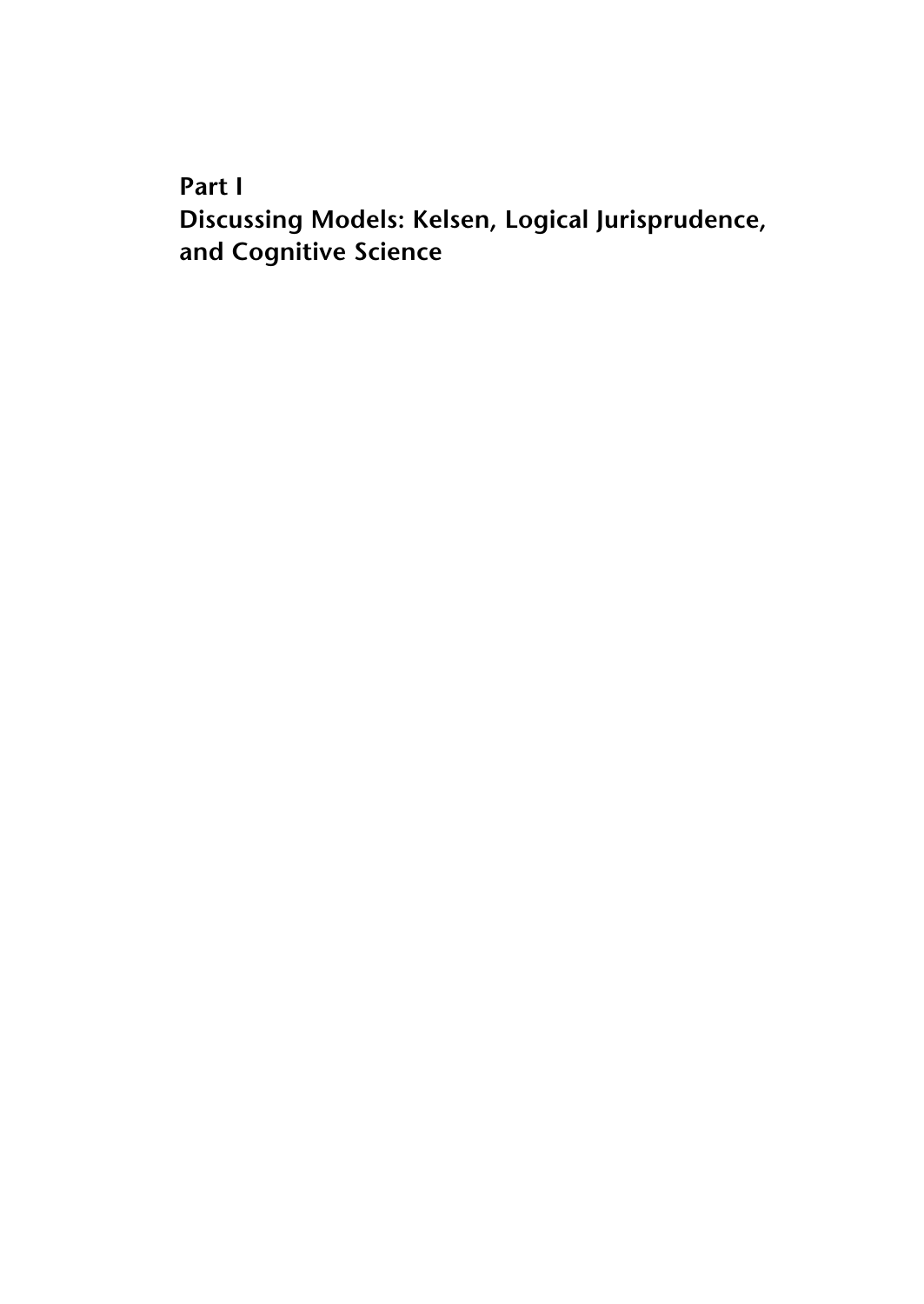# Part I
# Discussing Models: Kelsen, Logical Jurisprudence, and Cognitive Science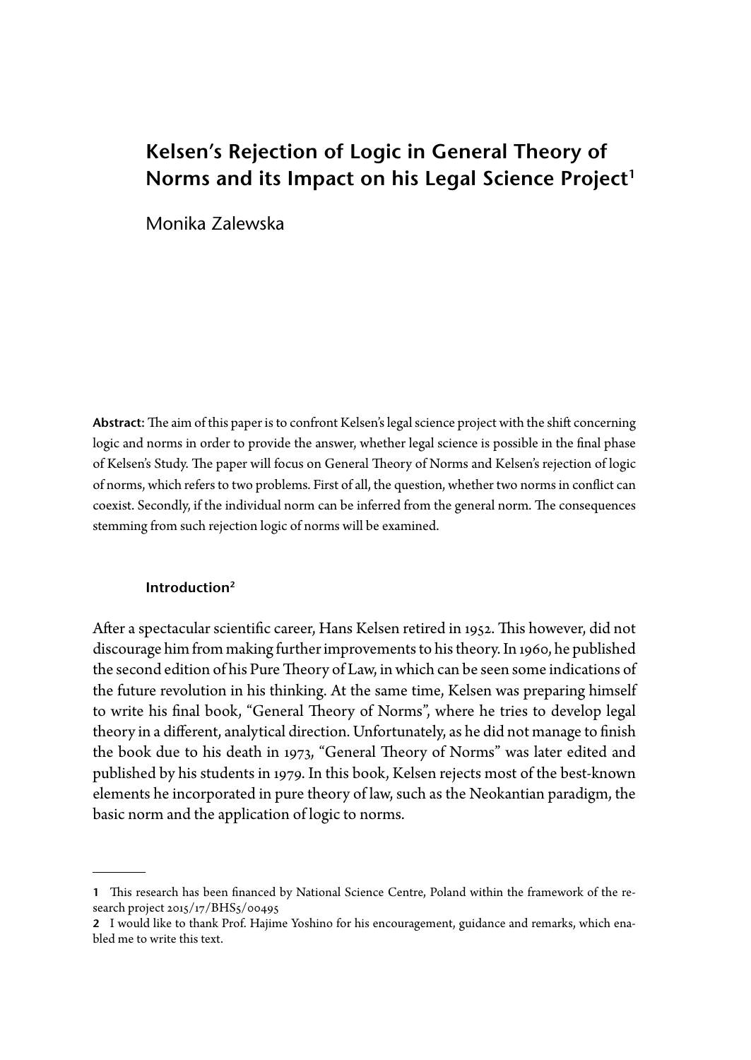# Kelsen's Rejection of Logic in General Theory of Norms and its Impact on his Legal Science Project[1]

Monika Zalewska

**Abstract:** The aim of this paper is to confront Kelsen's legal science project with the shift concerning logic and norms in order to provide the answer, whether legal science is possible in the final phase of Kelsen's Study. The paper will focus on General Theory of Norms and Kelsen's rejection of logic of norms, which refers to two problems. First of all, the question, whether two norms in conflict can coexist. Secondly, if the individual norm can be inferred from the general norm. The consequences stemming from such rejection logic of norms will be examined.

### Introduction[2]

After a spectacular scientific career, Hans Kelsen retired in 1952. This however, did not discourage him from making further improvements to his theory. In 1960, he published the second edition of his Pure Theory of Law, in which can be seen some indications of the future revolution in his thinking. At the same time, Kelsen was preparing himself to write his final book, "General Theory of Norms", where he tries to develop legal theory in a different, analytical direction. Unfortunately, as he did not manage to finish the book due to his death in 1973, "General Theory of Norms" was later edited and published by his students in 1979. In this book, Kelsen rejects most of the best-known elements he incorporated in pure theory of law, such as the Neokantian paradigm, the basic norm and the application of logic to norms.

---

[1] This research has been financed by National Science Centre, Poland within the framework of the research project 2015/17/BHS5/00495

[2] I would like to thank Prof. Hajime Yoshino for his encouragement, guidance and remarks, which enabled me to write this text.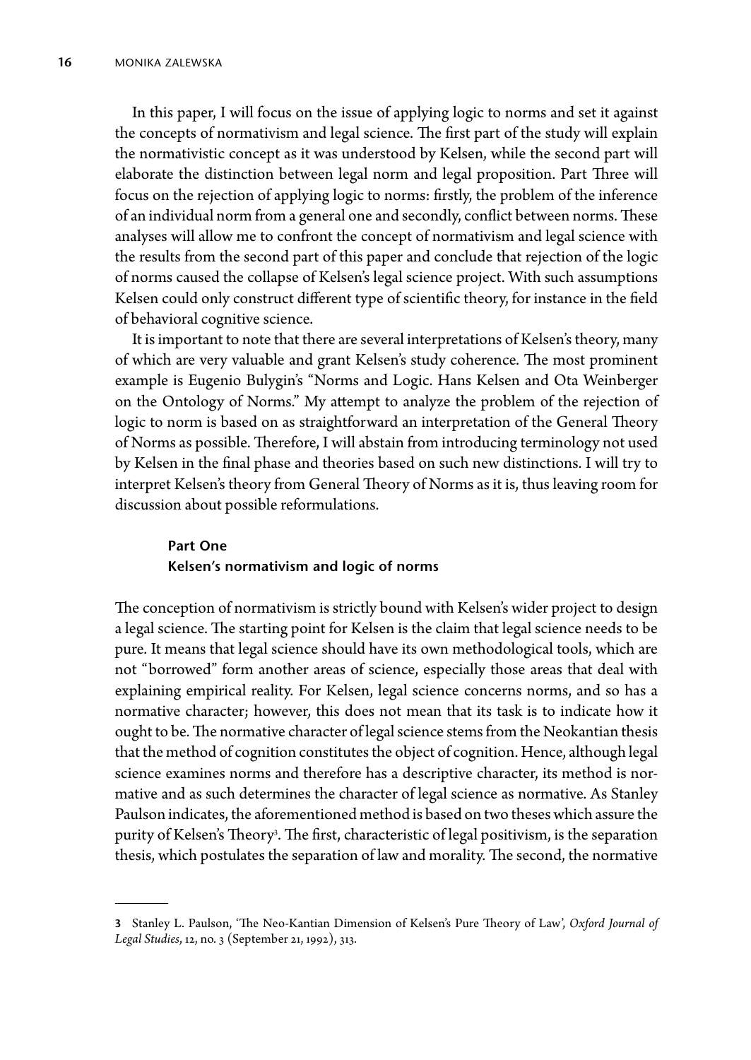In this paper, I will focus on the issue of applying logic to norms and set it against the concepts of normativism and legal science. The first part of the study will explain the normativistic concept as it was understood by Kelsen, while the second part will elaborate the distinction between legal norm and legal proposition. Part Three will focus on the rejection of applying logic to norms: firstly, the problem of the inference of an individual norm from a general one and secondly, conflict between norms. These analyses will allow me to confront the concept of normativism and legal science with the results from the second part of this paper and conclude that rejection of the logic of norms caused the collapse of Kelsen's legal science project. With such assumptions Kelsen could only construct different type of scientific theory, for instance in the field of behavioral cognitive science.

It is important to note that there are several interpretations of Kelsen's theory, many of which are very valuable and grant Kelsen's study coherence. The most prominent example is Eugenio Bulygin's "Norms and Logic. Hans Kelsen and Ota Weinberger on the Ontology of Norms." My attempt to analyze the problem of the rejection of logic to norm is based on as straightforward an interpretation of the General Theory of Norms as possible. Therefore, I will abstain from introducing terminology not used by Kelsen in the final phase and theories based on such new distinctions. I will try to interpret Kelsen's theory from General Theory of Norms as it is, thus leaving room for discussion about possible reformulations.

## Part One
## Kelsen's normativism and logic of norms

The conception of normativism is strictly bound with Kelsen's wider project to design a legal science. The starting point for Kelsen is the claim that legal science needs to be pure. It means that legal science should have its own methodological tools, which are not "borrowed" form another areas of science, especially those areas that deal with explaining empirical reality. For Kelsen, legal science concerns norms, and so has a normative character; however, this does not mean that its task is to indicate how it ought to be. The normative character of legal science stems from the Neokantian thesis that the method of cognition constitutes the object of cognition. Hence, although legal science examines norms and therefore has a descriptive character, its method is normative and as such determines the character of legal science as normative. As Stanley Paulson indicates, the aforementioned method is based on two theses which assure the purity of Kelsen's Theory[3]. The first, characteristic of legal positivism, is the separation thesis, which postulates the separation of law and morality. The second, the normative

---

**3** Stanley L. Paulson, 'The Neo-Kantian Dimension of Kelsen's Pure Theory of Law', *Oxford Journal of Legal Studies*, 12, no. 3 (September 21, 1992), 313.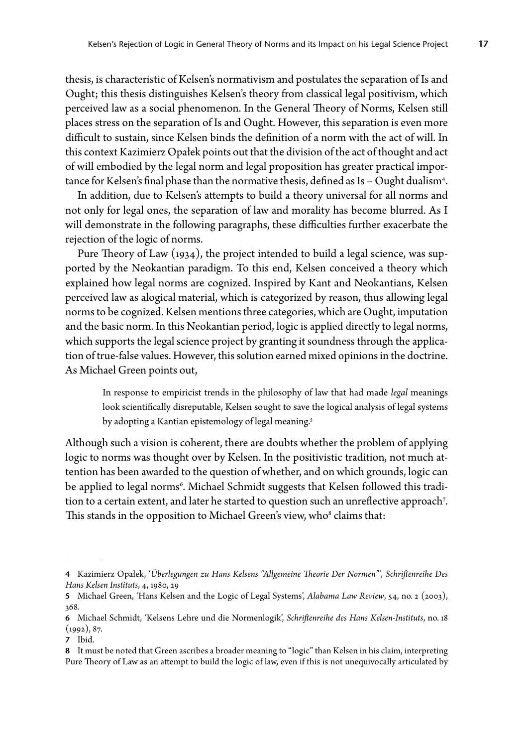thesis, is characteristic of Kelsen's normativism and postulates the separation of Is and Ought; this thesis distinguishes Kelsen's theory from classical legal positivism, which perceived law as a social phenomenon. In the General Theory of Norms, Kelsen still places stress on the separation of Is and Ought. However, this separation is even more difficult to sustain, since Kelsen binds the definition of a norm with the act of will. In this context Kazimierz Opałek points out that the division of the act of thought and act of will embodied by the legal norm and legal proposition has greater practical importance for Kelsen's final phase than the normative thesis, defined as Is – Ought dualism[4].

In addition, due to Kelsen's attempts to build a theory universal for all norms and not only for legal ones, the separation of law and morality has become blurred. As I will demonstrate in the following paragraphs, these difficulties further exacerbate the rejection of the logic of norms.

Pure Theory of Law (1934), the project intended to build a legal science, was supported by the Neokantian paradigm. To this end, Kelsen conceived a theory which explained how legal norms are cognized. Inspired by Kant and Neokantians, Kelsen perceived law as alogical material, which is categorized by reason, thus allowing legal norms to be cognized. Kelsen mentions three categories, which are Ought, imputation and the basic norm. In this Neokantian period, logic is applied directly to legal norms, which supports the legal science project by granting it soundness through the application of true-false values. However, this solution earned mixed opinions in the doctrine. As Michael Green points out,

> In response to empiricist trends in the philosophy of law that had made *legal* meanings look scientifically disreputable, Kelsen sought to save the logical analysis of legal systems by adopting a Kantian epistemology of legal meaning.[5]

Although such a vision is coherent, there are doubts whether the problem of applying logic to norms was thought over by Kelsen. In the positivistic tradition, not much attention has been awarded to the question of whether, and on which grounds, logic can be applied to legal norms[6]. Michael Schmidt suggests that Kelsen followed this tradition to a certain extent, and later he started to question such an unreflective approach[7]. This stands in the opposition to Michael Green's view, who[8] claims that:

---

**4** Kazimierz Opałek, '*Überlegungen zu Hans Kelsens "Allgemeine Theorie Der Normen"', Schriftenreihe Des Hans Kelsen Instituts*, 4, 1980, 29

**5** Michael Green, 'Hans Kelsen and the Logic of Legal Systems', *Alabama Law Review*, 54, no. 2 (2003), 368.

**6** Michael Schmidt, 'Kelsens Lehre und die Normenlogik', *Schriftenreihe des Hans Kelsen-Instituts*, no. 18 (1992), 87.

**7** Ibid.

**8** It must be noted that Green ascribes a broader meaning to "logic" than Kelsen in his claim, interpreting Pure Theory of Law as an attempt to build the logic of law, even if this is not unequivocally articulated by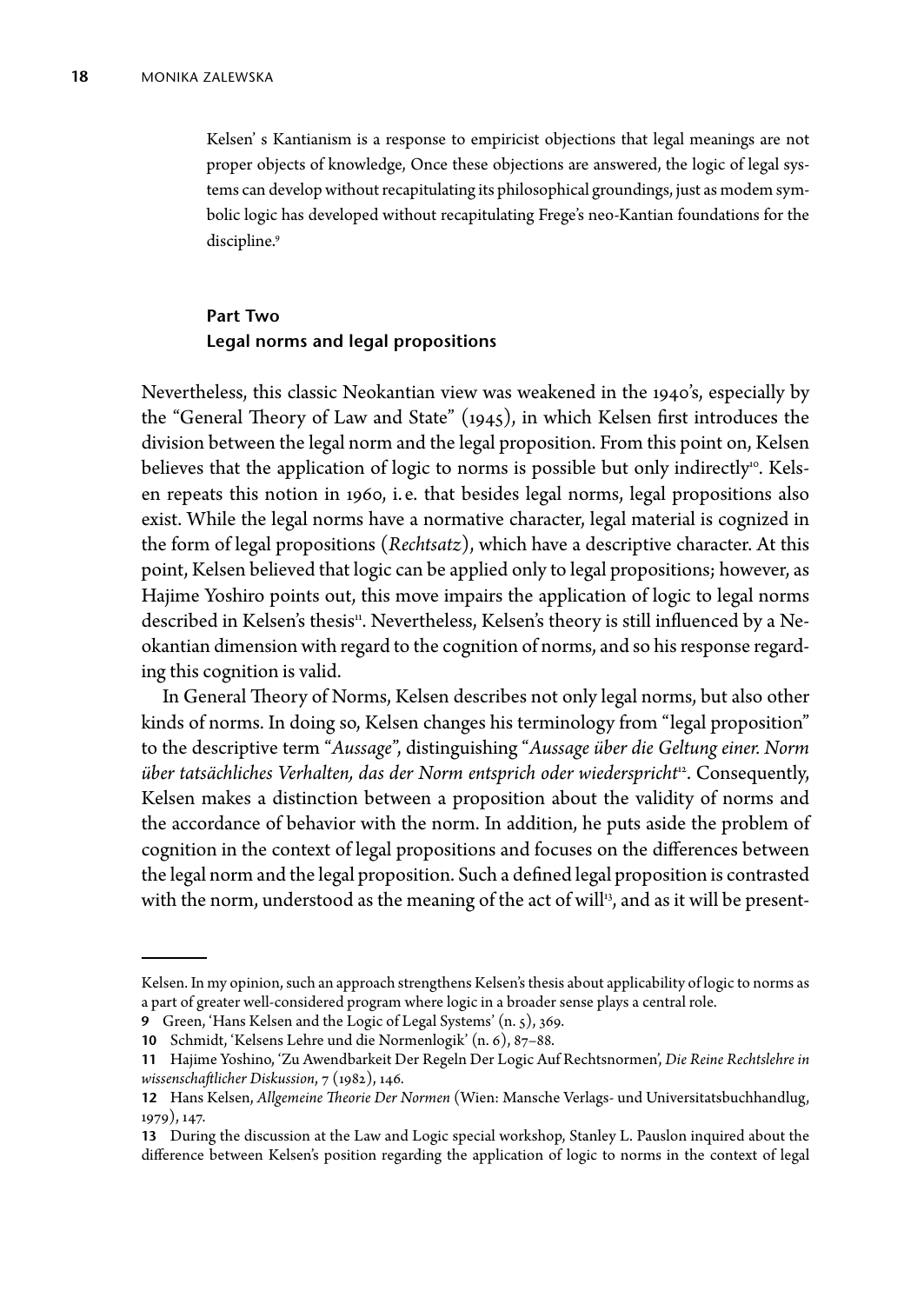> Kelsen' s Kantianism is a response to empiricist objections that legal meanings are not proper objects of knowledge, Once these objections are answered, the logic of legal systems can develop without recapitulating its philosophical groundings, just as modem symbolic logic has developed without recapitulating Frege's neo-Kantian foundations for the discipline.[9]

## Part Two
## Legal norms and legal propositions

Nevertheless, this classic Neokantian view was weakened in the 1940's, especially by the "General Theory of Law and State" (1945), in which Kelsen first introduces the division between the legal norm and the legal proposition. From this point on, Kelsen believes that the application of logic to norms is possible but only indirectly[10]. Kelsen repeats this notion in 1960, i.e. that besides legal norms, legal propositions also exist. While the legal norms have a normative character, legal material is cognized in the form of legal propositions (*Rechtsatz*), which have a descriptive character. At this point, Kelsen believed that logic can be applied only to legal propositions; however, as Hajime Yoshiro points out, this move impairs the application of logic to legal norms described in Kelsen's thesis[11]. Nevertheless, Kelsen's theory is still influenced by a Neokantian dimension with regard to the cognition of norms, and so his response regarding this cognition is valid.

In General Theory of Norms, Kelsen describes not only legal norms, but also other kinds of norms. In doing so, Kelsen changes his terminology from "legal proposition" to the descriptive term "*Aussage*", distinguishing "*Aussage über die Geltung einer. Norm über tatsächliches Verhalten, das der Norm entsprich oder wiederspricht*[12]. Consequently, Kelsen makes a distinction between a proposition about the validity of norms and the accordance of behavior with the norm. In addition, he puts aside the problem of cognition in the context of legal propositions and focuses on the differences between the legal norm and the legal proposition. Such a defined legal proposition is contrasted with the norm, understood as the meaning of the act of will[13], and as it will be present-

---

Kelsen. In my opinion, such an approach strengthens Kelsen's thesis about applicability of logic to norms as a part of greater well-considered program where logic in a broader sense plays a central role.

**9** Green, 'Hans Kelsen and the Logic of Legal Systems' (n. 5), 369.

**10** Schmidt, 'Kelsens Lehre und die Normenlogik' (n. 6), 87–88.

**11** Hajime Yoshino, 'Zu Awendbarkeit Der Regeln Der Logic Auf Rechtsnormen', *Die Reine Rechtslehre in wissenschaftlicher Diskussion*, 7 (1982), 146.

**12** Hans Kelsen, *Allgemeine Theorie Der Normen* (Wien: Mansche Verlags- und Universitatsbuchhandlug, 1979), 147.

**13** During the discussion at the Law and Logic special workshop, Stanley L. Pauslon inquired about the difference between Kelsen's position regarding the application of logic to norms in the context of legal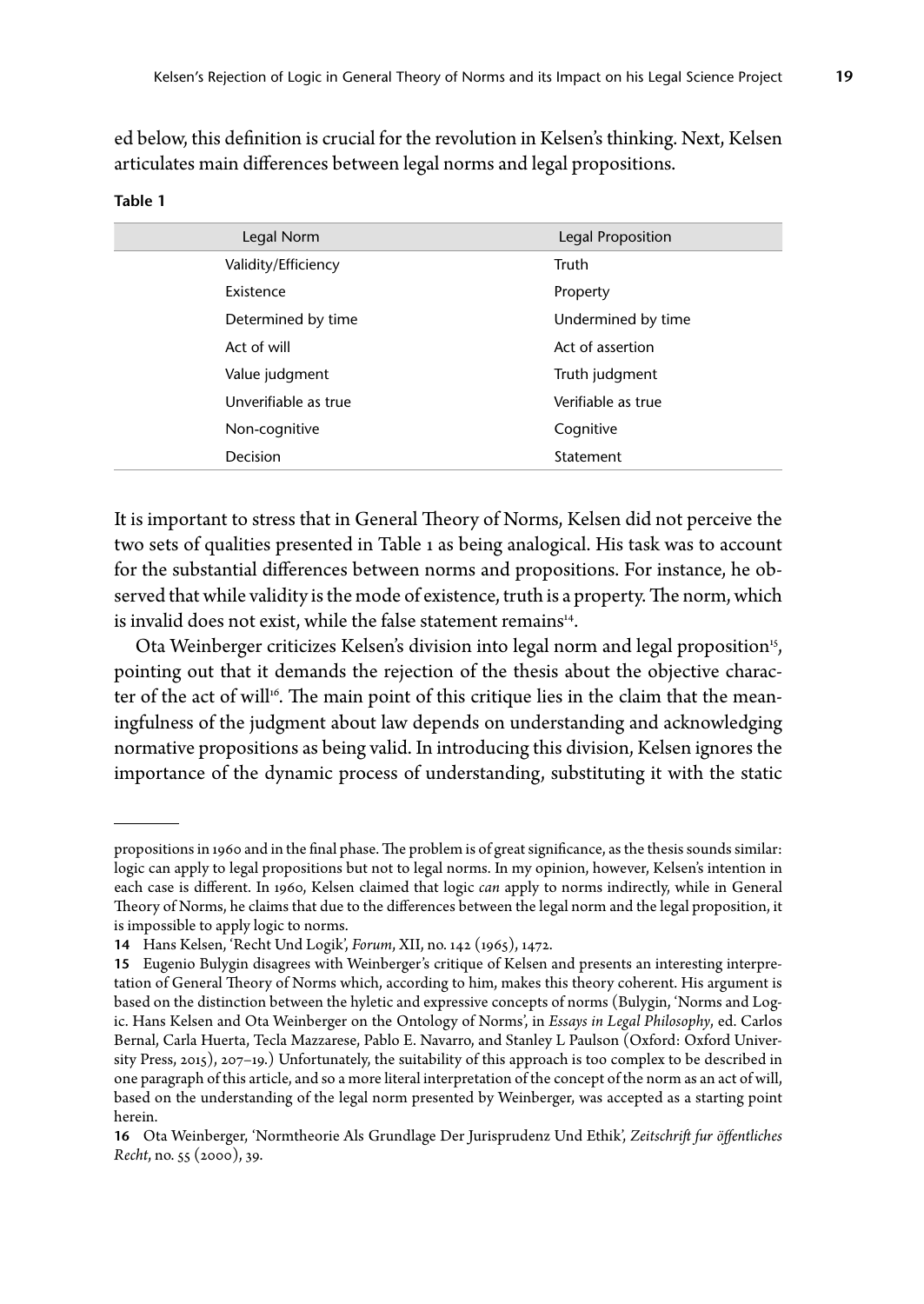ed below, this definition is crucial for the revolution in Kelsen's thinking. Next, Kelsen articulates main differences between legal norms and legal propositions.

**Table 1**

| Legal Norm | Legal Proposition |
|---|---|
| Validity/Efficiency | Truth |
| Existence | Property |
| Determined by time | Undermined by time |
| Act of will | Act of assertion |
| Value judgment | Truth judgment |
| Unverifiable as true | Verifiable as true |
| Non-cognitive | Cognitive |
| Decision | Statement |

It is important to stress that in General Theory of Norms, Kelsen did not perceive the two sets of qualities presented in Table 1 as being analogical. His task was to account for the substantial differences between norms and propositions. For instance, he observed that while validity is the mode of existence, truth is a property. The norm, which is invalid does not exist, while the false statement remains[14].

Ota Weinberger criticizes Kelsen's division into legal norm and legal proposition[15], pointing out that it demands the rejection of the thesis about the objective character of the act of will[16]. The main point of this critique lies in the claim that the meaningfulness of the judgment about law depends on understanding and acknowledging normative propositions as being valid. In introducing this division, Kelsen ignores the importance of the dynamic process of understanding, substituting it with the static

---

propositions in 1960 and in the final phase. The problem is of great significance, as the thesis sounds similar: logic can apply to legal propositions but not to legal norms. In my opinion, however, Kelsen's intention in each case is different. In 1960, Kelsen claimed that logic *can* apply to norms indirectly, while in General Theory of Norms, he claims that due to the differences between the legal norm and the legal proposition, it is impossible to apply logic to norms.

**14** Hans Kelsen, 'Recht Und Logik', *Forum*, XII, no. 142 (1965), 1472.

**15** Eugenio Bulygin disagrees with Weinberger's critique of Kelsen and presents an interesting interpretation of General Theory of Norms which, according to him, makes this theory coherent. His argument is based on the distinction between the hyletic and expressive concepts of norms (Bulygin, 'Norms and Logic. Hans Kelsen and Ota Weinberger on the Ontology of Norms', in *Essays in Legal Philosophy*, ed. Carlos Bernal, Carla Huerta, Tecla Mazzarese, Pablo E. Navarro, and Stanley L Paulson (Oxford: Oxford University Press, 2015), 207–19.) Unfortunately, the suitability of this approach is too complex to be described in one paragraph of this article, and so a more literal interpretation of the concept of the norm as an act of will, based on the understanding of the legal norm presented by Weinberger, was accepted as a starting point herein.

**16** Ota Weinberger, 'Normtheorie Als Grundlage Der Jurisprudenz Und Ethik', *Zeitschrift fur öffentliches Recht*, no. 55 (2000), 39.